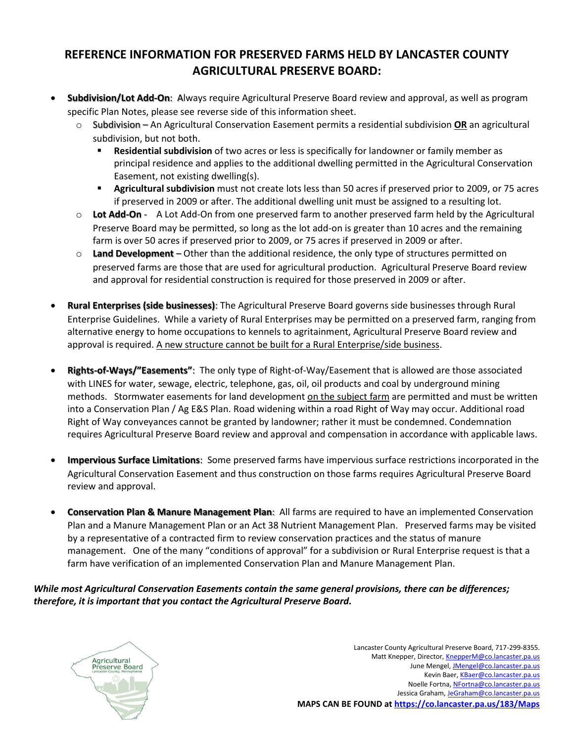# REFERENCE INFORMATION FOR PRESERVED FARMS HELD BY LANCASTER COUNTY AGRICULTURAL PRESERVE BOARD:

- **Subdivision/Lot Add-On**: Always require Agricultural Preserve Board review and approval, as well as program specific Plan Notes, please see reverse side of this information sheet.
  - Subdivision – An Agricultural Conservation Easement permits a residential subdivision **OR** an agricultural subdivision, but not both.
    - **Residential subdivision** of two acres or less is specifically for landowner or family member as principal residence and applies to the additional dwelling permitted in the Agricultural Conservation Easement, not existing dwelling(s).
    - **Agricultural subdivision** must not create lots less than 50 acres if preserved prior to 2009, or 75 acres if preserved in 2009 or after. The additional dwelling unit must be assigned to a resulting lot.
  - **Lot Add-On** - A Lot Add-On from one preserved farm to another preserved farm held by the Agricultural Preserve Board may be permitted, so long as the lot add-on is greater than 10 acres and the remaining farm is over 50 acres if preserved prior to 2009, or 75 acres if preserved in 2009 or after.
  - **Land Development** – Other than the additional residence, the only type of structures permitted on preserved farms are those that are used for agricultural production. Agricultural Preserve Board review and approval for residential construction is required for those preserved in 2009 or after.

- **Rural Enterprises (side businesses)**: The Agricultural Preserve Board governs side businesses through Rural Enterprise Guidelines. While a variety of Rural Enterprises may be permitted on a preserved farm, ranging from alternative energy to home occupations to kennels to agritainment, Agricultural Preserve Board review and approval is required. A new structure cannot be built for a Rural Enterprise/side business.

- **Rights-of-Ways/"Easements"**: The only type of Right-of-Way/Easement that is allowed are those associated with LINES for water, sewage, electric, telephone, gas, oil, oil products and coal by underground mining methods. Stormwater easements for land development on the subject farm are permitted and must be written into a Conservation Plan / Ag E&S Plan. Road widening within a road Right of Way may occur. Additional road Right of Way conveyances cannot be granted by landowner; rather it must be condemned. Condemnation requires Agricultural Preserve Board review and approval and compensation in accordance with applicable laws.

- **Impervious Surface Limitations**: Some preserved farms have impervious surface restrictions incorporated in the Agricultural Conservation Easement and thus construction on those farms requires Agricultural Preserve Board review and approval.

- **Conservation Plan & Manure Management Plan**: All farms are required to have an implemented Conservation Plan and a Manure Management Plan or an Act 38 Nutrient Management Plan. Preserved farms may be visited by a representative of a contracted firm to review conservation practices and the status of manure management. One of the many "conditions of approval" for a subdivision or Rural Enterprise request is that a farm have verification of an implemented Conservation Plan and Manure Management Plan.

***While most Agricultural Conservation Easements contain the same general provisions, there can be differences; therefore, it is important that you contact the Agricultural Preserve Board.***

Agricultural Preserve Board
Lancaster County, Pennsylvania

Lancaster County Agricultural Preserve Board, 717-299-8355.
Matt Knepper, Director, KnepperM@co.lancaster.pa.us
June Mengel, JMengel@co.lancaster.pa.us
Kevin Baer, KBaer@co.lancaster.pa.us
Noelle Fortna, NFortna@co.lancaster.pa.us
Jessica Graham, JeGraham@co.lancaster.pa.us

**MAPS CAN BE FOUND at https://co.lancaster.pa.us/183/Maps**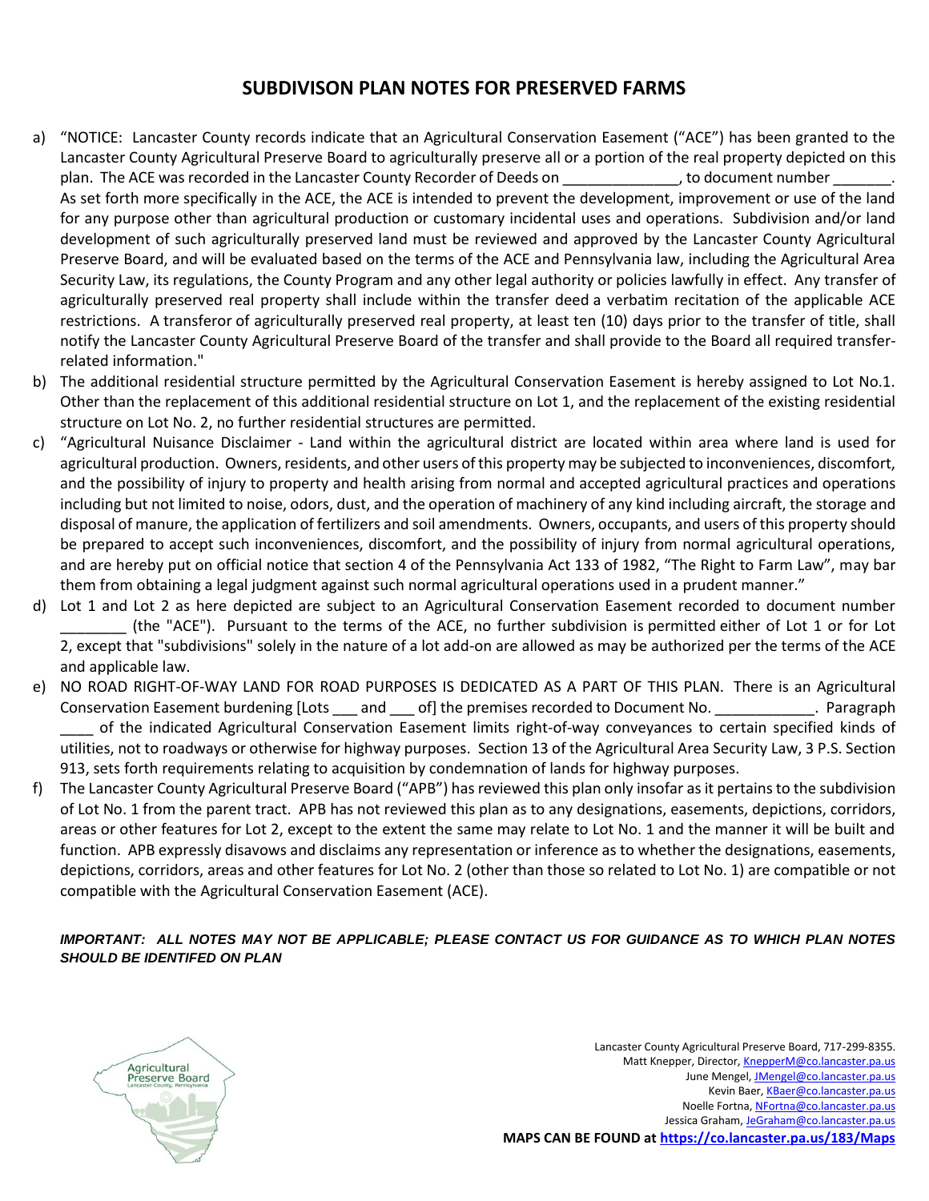# SUBDIVISON PLAN NOTES FOR PRESERVED FARMS

a) "NOTICE: Lancaster County records indicate that an Agricultural Conservation Easement ("ACE") has been granted to the Lancaster County Agricultural Preserve Board to agriculturally preserve all or a portion of the real property depicted on this plan. The ACE was recorded in the Lancaster County Recorder of Deeds on ______________, to document number _______. As set forth more specifically in the ACE, the ACE is intended to prevent the development, improvement or use of the land for any purpose other than agricultural production or customary incidental uses and operations. Subdivision and/or land development of such agriculturally preserved land must be reviewed and approved by the Lancaster County Agricultural Preserve Board, and will be evaluated based on the terms of the ACE and Pennsylvania law, including the Agricultural Area Security Law, its regulations, the County Program and any other legal authority or policies lawfully in effect. Any transfer of agriculturally preserved real property shall include within the transfer deed a verbatim recitation of the applicable ACE restrictions. A transferor of agriculturally preserved real property, at least ten (10) days prior to the transfer of title, shall notify the Lancaster County Agricultural Preserve Board of the transfer and shall provide to the Board all required transfer-related information."

b) The additional residential structure permitted by the Agricultural Conservation Easement is hereby assigned to Lot No.1. Other than the replacement of this additional residential structure on Lot 1, and the replacement of the existing residential structure on Lot No. 2, no further residential structures are permitted.

c) "Agricultural Nuisance Disclaimer - Land within the agricultural district are located within area where land is used for agricultural production. Owners, residents, and other users of this property may be subjected to inconveniences, discomfort, and the possibility of injury to property and health arising from normal and accepted agricultural practices and operations including but not limited to noise, odors, dust, and the operation of machinery of any kind including aircraft, the storage and disposal of manure, the application of fertilizers and soil amendments. Owners, occupants, and users of this property should be prepared to accept such inconveniences, discomfort, and the possibility of injury from normal agricultural operations, and are hereby put on official notice that section 4 of the Pennsylvania Act 133 of 1982, "The Right to Farm Law", may bar them from obtaining a legal judgment against such normal agricultural operations used in a prudent manner."

d) Lot 1 and Lot 2 as here depicted are subject to an Agricultural Conservation Easement recorded to document number ________ (the "ACE"). Pursuant to the terms of the ACE, no further subdivision is permitted either of Lot 1 or for Lot 2, except that "subdivisions" solely in the nature of a lot add-on are allowed as may be authorized per the terms of the ACE and applicable law.

e) NO ROAD RIGHT-OF-WAY LAND FOR ROAD PURPOSES IS DEDICATED AS A PART OF THIS PLAN. There is an Agricultural Conservation Easement burdening [Lots ___ and ___ of] the premises recorded to Document No. ____________. Paragraph ____ of the indicated Agricultural Conservation Easement limits right-of-way conveyances to certain specified kinds of utilities, not to roadways or otherwise for highway purposes. Section 13 of the Agricultural Area Security Law, 3 P.S. Section 913, sets forth requirements relating to acquisition by condemnation of lands for highway purposes.

f) The Lancaster County Agricultural Preserve Board ("APB") has reviewed this plan only insofar as it pertains to the subdivision of Lot No. 1 from the parent tract. APB has not reviewed this plan as to any designations, easements, depictions, corridors, areas or other features for Lot 2, except to the extent the same may relate to Lot No. 1 and the manner it will be built and function. APB expressly disavows and disclaims any representation or inference as to whether the designations, easements, depictions, corridors, areas and other features for Lot No. 2 (other than those so related to Lot No. 1) are compatible or not compatible with the Agricultural Conservation Easement (ACE).

***IMPORTANT: ALL NOTES MAY NOT BE APPLICABLE; PLEASE CONTACT US FOR GUIDANCE AS TO WHICH PLAN NOTES SHOULD BE IDENTIFED ON PLAN***

Agricultural Preserve Board
Lancaster County, Pennsylvania

Lancaster County Agricultural Preserve Board, 717-299-8355.
Matt Knepper, Director, KnepperM@co.lancaster.pa.us
June Mengel, JMengel@co.lancaster.pa.us
Kevin Baer, KBaer@co.lancaster.pa.us
Noelle Fortna, NFortna@co.lancaster.pa.us
Jessica Graham, JeGraham@co.lancaster.pa.us

**MAPS CAN BE FOUND at https://co.lancaster.pa.us/183/Maps**